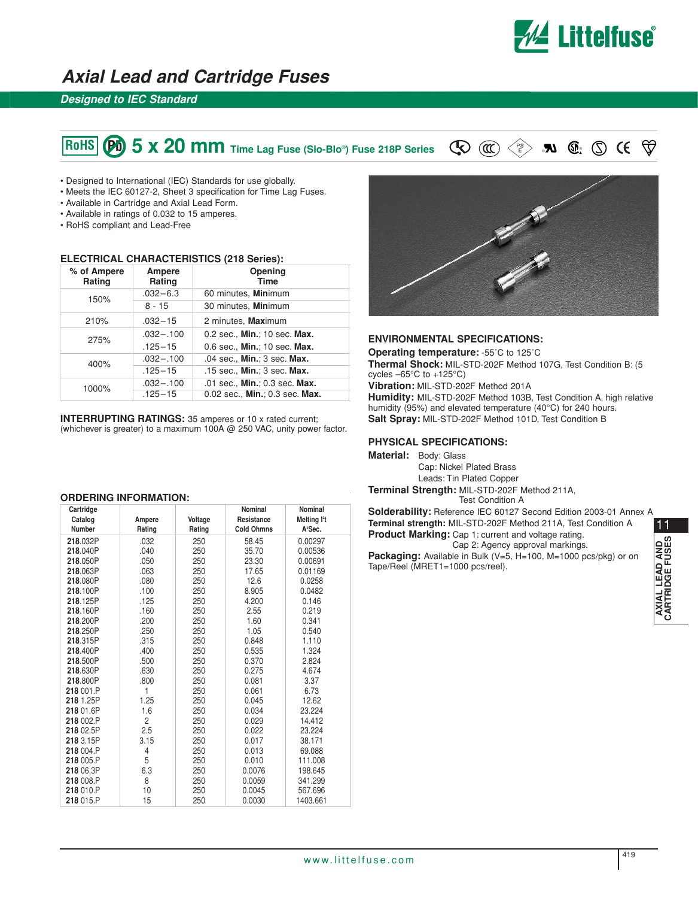# Axial Lead and Cartridge Fuses

## Designed to IEC Standard

## RoHS 5 x 20 mm Time Lag Fuse (Slo-Blo®) Fuse 218P Series

- Designed to International (IEC) Standards for use globally.
- Meets the IEC 60127-2, Sheet 3 specification for Time Lag Fuses.
- Available in Cartridge and Axial Lead Form.
- Available in ratings of 0.032 to 15 amperes.
- RoHS compliant and Lead-Free

### ELECTRICAL CHARACTERISTICS (218 Series):

| % of Ampere Rating | Ampere Rating | Opening Time |
|---|---|---|
| 150% | .032–6.3 | 60 minutes, **Min**imum |
| | 8 - 15 | 30 minutes, **Min**imum |
| 210% | .032–15 | 2 minutes, **Max**imum |
| 275% | .032–.100 | 0.2 sec., **Min.**; 10 sec. **Max.** |
| | .125–15 | 0.6 sec., **Min.**; 10 sec. **Max.** |
| 400% | .032–.100 | .04 sec., **Min.**; 3 sec. **Max.** |
| | .125–15 | .15 sec., **Min.**; 3 sec. **Max.** |
| 1000% | .032–.100 | .01 sec., **Min.**; 0.3 sec. **Max.** |
| | .125–15 | 0.02 sec., **Min.**; 0.3 sec. **Max.** |

**INTERRUPTING RATINGS:** 35 amperes or 10 x rated current; (whichever is greater) to a maximum 100A @ 250 VAC, unity power factor.

### ORDERING INFORMATION:

| Cartridge Catalog Number | Ampere Rating | Voltage Rating | Nominal Resistance Cold Ohms | Nominal Melting I²t A²Sec. |
|---|---|---|---|---|
| **218**.032P | .032 | 250 | 58.45 | 0.00297 |
| **218**.040P | .040 | 250 | 35.70 | 0.00536 |
| **218**.050P | .050 | 250 | 23.30 | 0.00691 |
| **218**.063P | .063 | 250 | 17.65 | 0.01169 |
| **218**.080P | .080 | 250 | 12.6 | 0.0258 |
| **218**.100P | .100 | 250 | 8.905 | 0.0482 |
| **218**.125P | .125 | 250 | 4.200 | 0.146 |
| **218**.160P | .160 | 250 | 2.55 | 0.219 |
| **218**.200P | .200 | 250 | 1.60 | 0.341 |
| **218**.250P | .250 | 250 | 1.05 | 0.540 |
| **218**.315P | .315 | 250 | 0.848 | 1.110 |
| **218**.400P | .400 | 250 | 0.535 | 1.324 |
| **218**.500P | .500 | 250 | 0.370 | 2.824 |
| **218**.630P | .630 | 250 | 0.275 | 4.674 |
| **218**.800P | .800 | 250 | 0.081 | 3.37 |
| **218** 001.P | 1 | 250 | 0.061 | 6.73 |
| **218** 1.25P | 1.25 | 250 | 0.045 | 12.62 |
| **218** 01.6P | 1.6 | 250 | 0.034 | 23.224 |
| **218** 002.P | 2 | 250 | 0.029 | 14.412 |
| **218** 02.5P | 2.5 | 250 | 0.022 | 23.224 |
| **218** 3.15P | 3.15 | 250 | 0.017 | 38.171 |
| **218** 004.P | 4 | 250 | 0.013 | 69.088 |
| **218** 005.P | 5 | 250 | 0.010 | 111.008 |
| **218** 06.3P | 6.3 | 250 | 0.0076 | 198.645 |
| **218** 008.P | 8 | 250 | 0.0059 | 341.299 |
| **218** 010.P | 10 | 250 | 0.0045 | 567.696 |
| **218** 015.P | 15 | 250 | 0.0030 | 1403.661 |

### ENVIRONMENTAL SPECIFICATIONS:

**Operating temperature:** -55˚C to 125˚C

**Thermal Shock:** MIL-STD-202F Method 107G, Test Condition B: (5 cycles –65°C to +125°C)

**Vibration:** MIL-STD-202F Method 201A

**Humidity:** MIL-STD-202F Method 103B, Test Condition A. high relative humidity (95%) and elevated temperature (40°C) for 240 hours.

**Salt Spray:** MIL-STD-202F Method 101D, Test Condition B

### PHYSICAL SPECIFICATIONS:

**Material:** Body: Glass
Cap: Nickel Plated Brass
Leads: Tin Plated Copper

**Terminal Strength:** MIL-STD-202F Method 211A, Test Condition A

**Solderability:** Reference IEC 60127 Second Edition 2003-01 Annex A

**Terminal strength:** MIL-STD-202F Method 211A, Test Condition A

**Product Marking:** Cap 1: current and voltage rating.
Cap 2: Agency approval markings.

**Packaging:** Available in Bulk (V=5, H=100, M=1000 pcs/pkg) or on Tape/Reel (MRET1=1000 pcs/reel).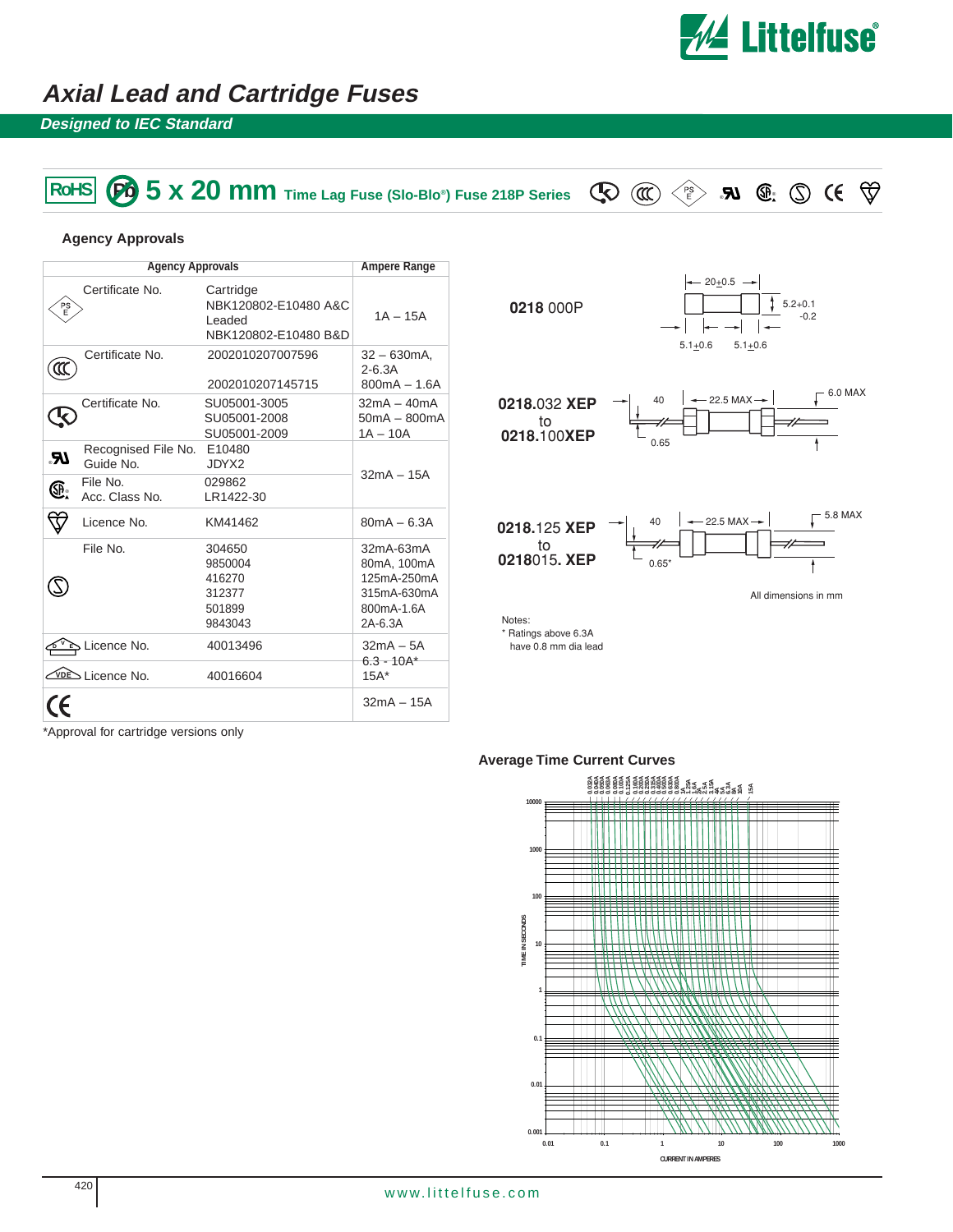# Axial Lead and Cartridge Fuses

***Designed to IEC Standard***

## RoHS Pb 5 x 20 mm Time Lag Fuse (Slo-Blo®) Fuse 218P Series

### Agency Approvals

| Agency Approvals | | | Ampere Range |
|---|---|---|---|
| PSE | Certificate No. | Cartridge NBK120802-E10480 A&C Leaded NBK120802-E10480 B&D | 1A – 15A |
| CCC | Certificate No. | 2002010207007596 2002010207145715 | 32 – 630mA, 2-6.3A 800mA – 1.6A |
| GOST | Certificate No. | SU05001-3005 SU05001-2008 SU05001-2009 | 32mA – 40mA 50mA – 800mA 1A – 10A |
| UR | Recognised File No. Guide No. | E10480 JDYX2 | 32mA – 15A |
| CSA | File No. Acc. Class No. | 029862 LR1422-30 | |
| KTL | Licence No. | KM41462 | 80mA – 6.3A |
| Semko | File No. | 304650 9850004 416270 312377 501899 9843043 | 32mA-63mA 80mA, 100mA 125mA-250mA 315mA-630mA 800mA-1.6A 2A-6.3A |
| VDE | Licence No. | 40013496 | 32mA – 5A 6.3 - 10A* |
| VDE | Licence No. | 40016604 | 15A* |
| CE | | | 32mA – 15A |

*Approval for cartridge versions only

**0218** 000P

20±0.5
5.2+0.1 -0.2
5.1±0.6
5.1±0.6

**0218**.032 **XEP** to **0218**.100**XEP**

40
22.5 MAX
6.0 MAX
0.65

**0218**.125 **XEP** to **0218**015. **XEP**

40
22.5 MAX
5.8 MAX
0.65*

All dimensions in mm

Notes:
* Ratings above 6.3A have 0.8 mm dia lead

### Average Time Current Curves

0.032A 0.040A 0.050A 0.063A 0.080A 0.100A 0.125A 0.160A 0.200A 0.250A 0.315A 0.400A 0.500A 0.630A 0.800A 1A 1.25A 1.6A 2A 2.5A 3.15A 4A 5A 6.3A 8A 10A 15A

TIME IN SECONDS

10000
1000
100
10
1
0.1
0.01
0.001

0.01 0.1 1 10 100 1000

CURRENT IN AMPERES

www.littelfuse.com